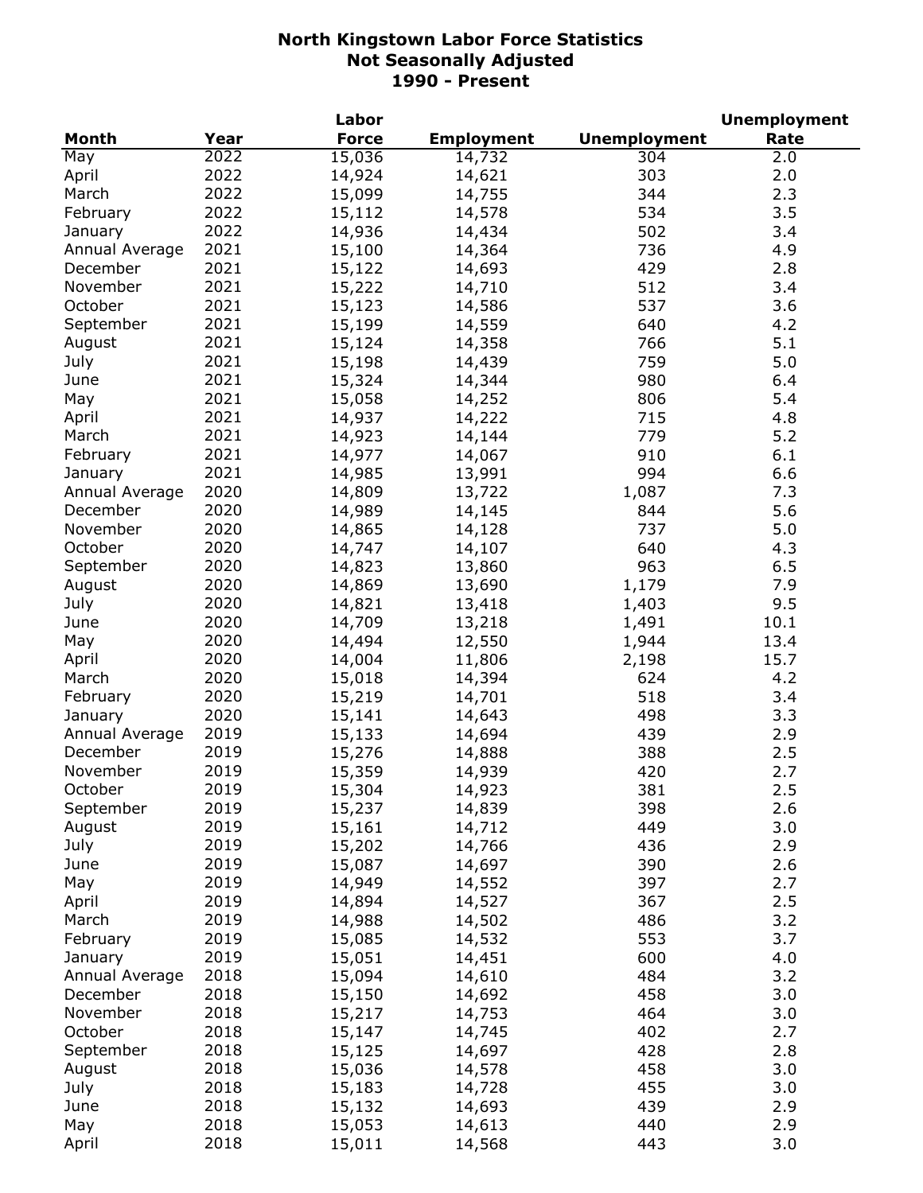# North Kingstown Labor Force Statistics
## Not Seasonally Adjusted
## 1990 - Present

| Month | Year | Labor Force | Employment | Unemployment | Unemployment Rate |
|---|---|---|---|---|---|
| May | 2022 | 15,036 | 14,732 | 304 | 2.0 |
| April | 2022 | 14,924 | 14,621 | 303 | 2.0 |
| March | 2022 | 15,099 | 14,755 | 344 | 2.3 |
| February | 2022 | 15,112 | 14,578 | 534 | 3.5 |
| January | 2022 | 14,936 | 14,434 | 502 | 3.4 |
| Annual Average | 2021 | 15,100 | 14,364 | 736 | 4.9 |
| December | 2021 | 15,122 | 14,693 | 429 | 2.8 |
| November | 2021 | 15,222 | 14,710 | 512 | 3.4 |
| October | 2021 | 15,123 | 14,586 | 537 | 3.6 |
| September | 2021 | 15,199 | 14,559 | 640 | 4.2 |
| August | 2021 | 15,124 | 14,358 | 766 | 5.1 |
| July | 2021 | 15,198 | 14,439 | 759 | 5.0 |
| June | 2021 | 15,324 | 14,344 | 980 | 6.4 |
| May | 2021 | 15,058 | 14,252 | 806 | 5.4 |
| April | 2021 | 14,937 | 14,222 | 715 | 4.8 |
| March | 2021 | 14,923 | 14,144 | 779 | 5.2 |
| February | 2021 | 14,977 | 14,067 | 910 | 6.1 |
| January | 2021 | 14,985 | 13,991 | 994 | 6.6 |
| Annual Average | 2020 | 14,809 | 13,722 | 1,087 | 7.3 |
| December | 2020 | 14,989 | 14,145 | 844 | 5.6 |
| November | 2020 | 14,865 | 14,128 | 737 | 5.0 |
| October | 2020 | 14,747 | 14,107 | 640 | 4.3 |
| September | 2020 | 14,823 | 13,860 | 963 | 6.5 |
| August | 2020 | 14,869 | 13,690 | 1,179 | 7.9 |
| July | 2020 | 14,821 | 13,418 | 1,403 | 9.5 |
| June | 2020 | 14,709 | 13,218 | 1,491 | 10.1 |
| May | 2020 | 14,494 | 12,550 | 1,944 | 13.4 |
| April | 2020 | 14,004 | 11,806 | 2,198 | 15.7 |
| March | 2020 | 15,018 | 14,394 | 624 | 4.2 |
| February | 2020 | 15,219 | 14,701 | 518 | 3.4 |
| January | 2020 | 15,141 | 14,643 | 498 | 3.3 |
| Annual Average | 2019 | 15,133 | 14,694 | 439 | 2.9 |
| December | 2019 | 15,276 | 14,888 | 388 | 2.5 |
| November | 2019 | 15,359 | 14,939 | 420 | 2.7 |
| October | 2019 | 15,304 | 14,923 | 381 | 2.5 |
| September | 2019 | 15,237 | 14,839 | 398 | 2.6 |
| August | 2019 | 15,161 | 14,712 | 449 | 3.0 |
| July | 2019 | 15,202 | 14,766 | 436 | 2.9 |
| June | 2019 | 15,087 | 14,697 | 390 | 2.6 |
| May | 2019 | 14,949 | 14,552 | 397 | 2.7 |
| April | 2019 | 14,894 | 14,527 | 367 | 2.5 |
| March | 2019 | 14,988 | 14,502 | 486 | 3.2 |
| February | 2019 | 15,085 | 14,532 | 553 | 3.7 |
| January | 2019 | 15,051 | 14,451 | 600 | 4.0 |
| Annual Average | 2018 | 15,094 | 14,610 | 484 | 3.2 |
| December | 2018 | 15,150 | 14,692 | 458 | 3.0 |
| November | 2018 | 15,217 | 14,753 | 464 | 3.0 |
| October | 2018 | 15,147 | 14,745 | 402 | 2.7 |
| September | 2018 | 15,125 | 14,697 | 428 | 2.8 |
| August | 2018 | 15,036 | 14,578 | 458 | 3.0 |
| July | 2018 | 15,183 | 14,728 | 455 | 3.0 |
| June | 2018 | 15,132 | 14,693 | 439 | 2.9 |
| May | 2018 | 15,053 | 14,613 | 440 | 2.9 |
| April | 2018 | 15,011 | 14,568 | 443 | 3.0 |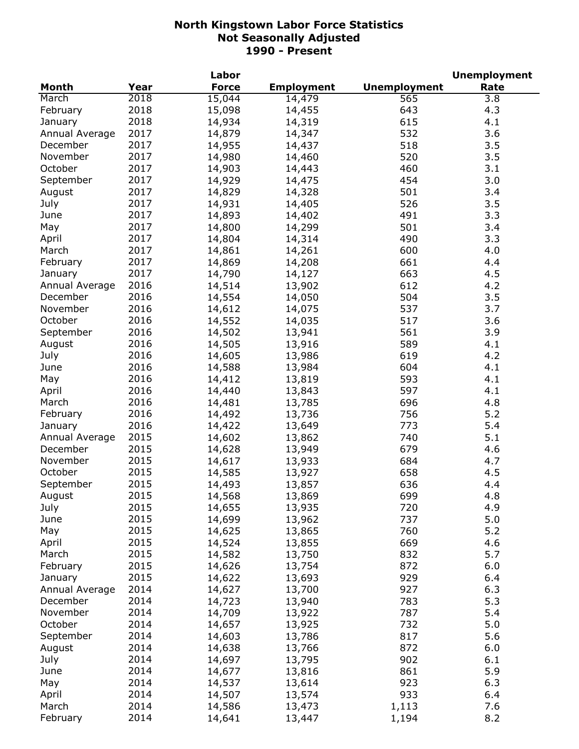# North Kingstown Labor Force Statistics
## Not Seasonally Adjusted
## 1990 - Present

| Month | Year | Labor Force | Employment | Unemployment | Unemployment Rate |
|---|---|---|---|---|---|
| March | 2018 | 15,044 | 14,479 | 565 | 3.8 |
| February | 2018 | 15,098 | 14,455 | 643 | 4.3 |
| January | 2018 | 14,934 | 14,319 | 615 | 4.1 |
| Annual Average | 2017 | 14,879 | 14,347 | 532 | 3.6 |
| December | 2017 | 14,955 | 14,437 | 518 | 3.5 |
| November | 2017 | 14,980 | 14,460 | 520 | 3.5 |
| October | 2017 | 14,903 | 14,443 | 460 | 3.1 |
| September | 2017 | 14,929 | 14,475 | 454 | 3.0 |
| August | 2017 | 14,829 | 14,328 | 501 | 3.4 |
| July | 2017 | 14,931 | 14,405 | 526 | 3.5 |
| June | 2017 | 14,893 | 14,402 | 491 | 3.3 |
| May | 2017 | 14,800 | 14,299 | 501 | 3.4 |
| April | 2017 | 14,804 | 14,314 | 490 | 3.3 |
| March | 2017 | 14,861 | 14,261 | 600 | 4.0 |
| February | 2017 | 14,869 | 14,208 | 661 | 4.4 |
| January | 2017 | 14,790 | 14,127 | 663 | 4.5 |
| Annual Average | 2016 | 14,514 | 13,902 | 612 | 4.2 |
| December | 2016 | 14,554 | 14,050 | 504 | 3.5 |
| November | 2016 | 14,612 | 14,075 | 537 | 3.7 |
| October | 2016 | 14,552 | 14,035 | 517 | 3.6 |
| September | 2016 | 14,502 | 13,941 | 561 | 3.9 |
| August | 2016 | 14,505 | 13,916 | 589 | 4.1 |
| July | 2016 | 14,605 | 13,986 | 619 | 4.2 |
| June | 2016 | 14,588 | 13,984 | 604 | 4.1 |
| May | 2016 | 14,412 | 13,819 | 593 | 4.1 |
| April | 2016 | 14,440 | 13,843 | 597 | 4.1 |
| March | 2016 | 14,481 | 13,785 | 696 | 4.8 |
| February | 2016 | 14,492 | 13,736 | 756 | 5.2 |
| January | 2016 | 14,422 | 13,649 | 773 | 5.4 |
| Annual Average | 2015 | 14,602 | 13,862 | 740 | 5.1 |
| December | 2015 | 14,628 | 13,949 | 679 | 4.6 |
| November | 2015 | 14,617 | 13,933 | 684 | 4.7 |
| October | 2015 | 14,585 | 13,927 | 658 | 4.5 |
| September | 2015 | 14,493 | 13,857 | 636 | 4.4 |
| August | 2015 | 14,568 | 13,869 | 699 | 4.8 |
| July | 2015 | 14,655 | 13,935 | 720 | 4.9 |
| June | 2015 | 14,699 | 13,962 | 737 | 5.0 |
| May | 2015 | 14,625 | 13,865 | 760 | 5.2 |
| April | 2015 | 14,524 | 13,855 | 669 | 4.6 |
| March | 2015 | 14,582 | 13,750 | 832 | 5.7 |
| February | 2015 | 14,626 | 13,754 | 872 | 6.0 |
| January | 2015 | 14,622 | 13,693 | 929 | 6.4 |
| Annual Average | 2014 | 14,627 | 13,700 | 927 | 6.3 |
| December | 2014 | 14,723 | 13,940 | 783 | 5.3 |
| November | 2014 | 14,709 | 13,922 | 787 | 5.4 |
| October | 2014 | 14,657 | 13,925 | 732 | 5.0 |
| September | 2014 | 14,603 | 13,786 | 817 | 5.6 |
| August | 2014 | 14,638 | 13,766 | 872 | 6.0 |
| July | 2014 | 14,697 | 13,795 | 902 | 6.1 |
| June | 2014 | 14,677 | 13,816 | 861 | 5.9 |
| May | 2014 | 14,537 | 13,614 | 923 | 6.3 |
| April | 2014 | 14,507 | 13,574 | 933 | 6.4 |
| March | 2014 | 14,586 | 13,473 | 1,113 | 7.6 |
| February | 2014 | 14,641 | 13,447 | 1,194 | 8.2 |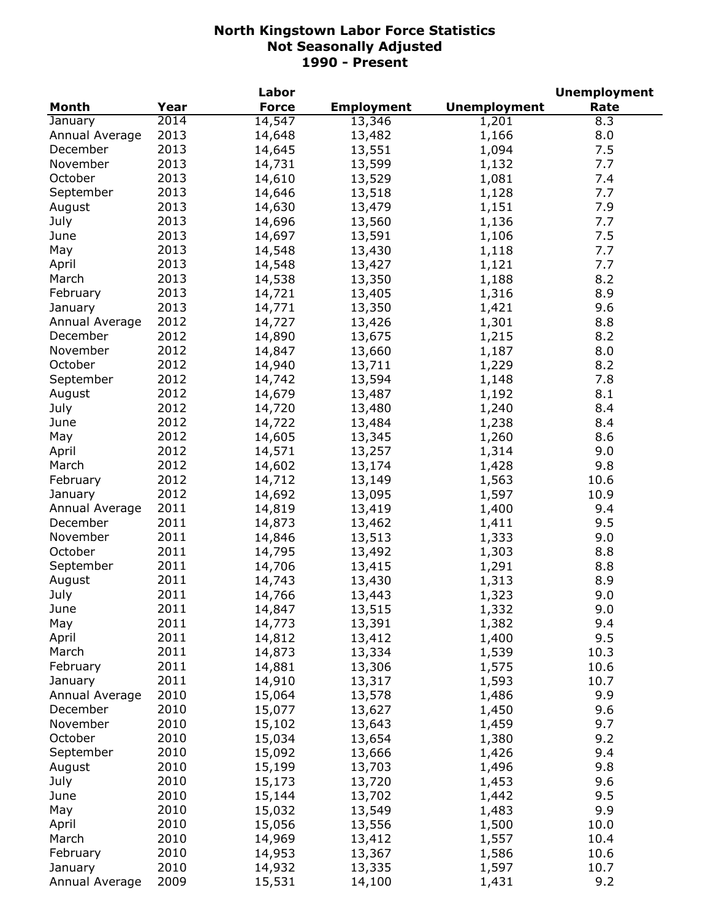# North Kingstown Labor Force Statistics
## Not Seasonally Adjusted
## 1990 - Present

| Month | Year | Labor Force | Employment | Unemployment | Unemployment Rate |
|---|---|---|---|---|---|
| January | 2014 | 14,547 | 13,346 | 1,201 | 8.3 |
| Annual Average | 2013 | 14,648 | 13,482 | 1,166 | 8.0 |
| December | 2013 | 14,645 | 13,551 | 1,094 | 7.5 |
| November | 2013 | 14,731 | 13,599 | 1,132 | 7.7 |
| October | 2013 | 14,610 | 13,529 | 1,081 | 7.4 |
| September | 2013 | 14,646 | 13,518 | 1,128 | 7.7 |
| August | 2013 | 14,630 | 13,479 | 1,151 | 7.9 |
| July | 2013 | 14,696 | 13,560 | 1,136 | 7.7 |
| June | 2013 | 14,697 | 13,591 | 1,106 | 7.5 |
| May | 2013 | 14,548 | 13,430 | 1,118 | 7.7 |
| April | 2013 | 14,548 | 13,427 | 1,121 | 7.7 |
| March | 2013 | 14,538 | 13,350 | 1,188 | 8.2 |
| February | 2013 | 14,721 | 13,405 | 1,316 | 8.9 |
| January | 2013 | 14,771 | 13,350 | 1,421 | 9.6 |
| Annual Average | 2012 | 14,727 | 13,426 | 1,301 | 8.8 |
| December | 2012 | 14,890 | 13,675 | 1,215 | 8.2 |
| November | 2012 | 14,847 | 13,660 | 1,187 | 8.0 |
| October | 2012 | 14,940 | 13,711 | 1,229 | 8.2 |
| September | 2012 | 14,742 | 13,594 | 1,148 | 7.8 |
| August | 2012 | 14,679 | 13,487 | 1,192 | 8.1 |
| July | 2012 | 14,720 | 13,480 | 1,240 | 8.4 |
| June | 2012 | 14,722 | 13,484 | 1,238 | 8.4 |
| May | 2012 | 14,605 | 13,345 | 1,260 | 8.6 |
| April | 2012 | 14,571 | 13,257 | 1,314 | 9.0 |
| March | 2012 | 14,602 | 13,174 | 1,428 | 9.8 |
| February | 2012 | 14,712 | 13,149 | 1,563 | 10.6 |
| January | 2012 | 14,692 | 13,095 | 1,597 | 10.9 |
| Annual Average | 2011 | 14,819 | 13,419 | 1,400 | 9.4 |
| December | 2011 | 14,873 | 13,462 | 1,411 | 9.5 |
| November | 2011 | 14,846 | 13,513 | 1,333 | 9.0 |
| October | 2011 | 14,795 | 13,492 | 1,303 | 8.8 |
| September | 2011 | 14,706 | 13,415 | 1,291 | 8.8 |
| August | 2011 | 14,743 | 13,430 | 1,313 | 8.9 |
| July | 2011 | 14,766 | 13,443 | 1,323 | 9.0 |
| June | 2011 | 14,847 | 13,515 | 1,332 | 9.0 |
| May | 2011 | 14,773 | 13,391 | 1,382 | 9.4 |
| April | 2011 | 14,812 | 13,412 | 1,400 | 9.5 |
| March | 2011 | 14,873 | 13,334 | 1,539 | 10.3 |
| February | 2011 | 14,881 | 13,306 | 1,575 | 10.6 |
| January | 2011 | 14,910 | 13,317 | 1,593 | 10.7 |
| Annual Average | 2010 | 15,064 | 13,578 | 1,486 | 9.9 |
| December | 2010 | 15,077 | 13,627 | 1,450 | 9.6 |
| November | 2010 | 15,102 | 13,643 | 1,459 | 9.7 |
| October | 2010 | 15,034 | 13,654 | 1,380 | 9.2 |
| September | 2010 | 15,092 | 13,666 | 1,426 | 9.4 |
| August | 2010 | 15,199 | 13,703 | 1,496 | 9.8 |
| July | 2010 | 15,173 | 13,720 | 1,453 | 9.6 |
| June | 2010 | 15,144 | 13,702 | 1,442 | 9.5 |
| May | 2010 | 15,032 | 13,549 | 1,483 | 9.9 |
| April | 2010 | 15,056 | 13,556 | 1,500 | 10.0 |
| March | 2010 | 14,969 | 13,412 | 1,557 | 10.4 |
| February | 2010 | 14,953 | 13,367 | 1,586 | 10.6 |
| January | 2010 | 14,932 | 13,335 | 1,597 | 10.7 |
| Annual Average | 2009 | 15,531 | 14,100 | 1,431 | 9.2 |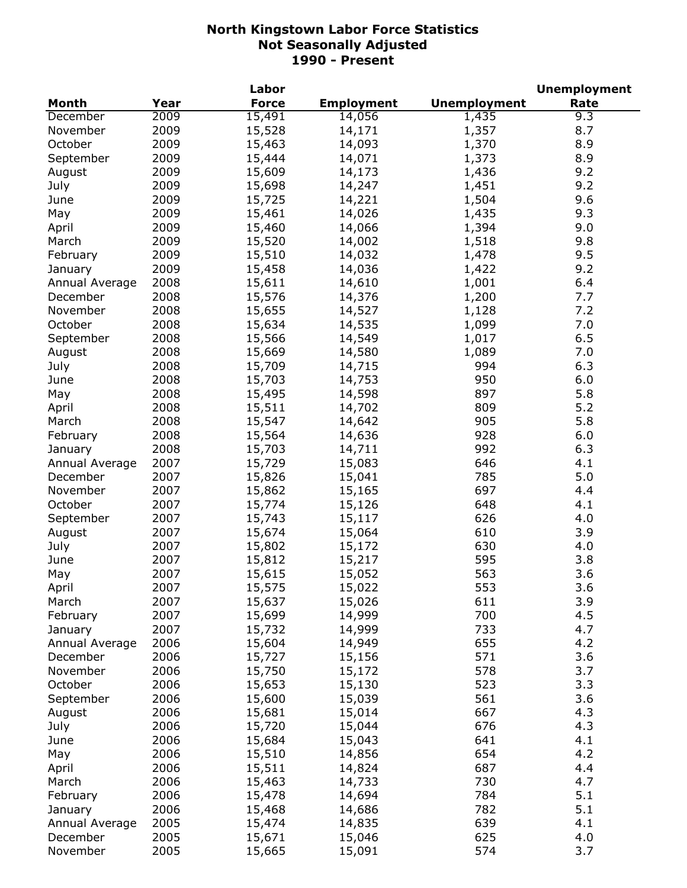# North Kingstown Labor Force Statistics
## Not Seasonally Adjusted
## 1990 - Present

| Month | Year | Labor Force | Employment | Unemployment | Unemployment Rate |
|---|---|---|---|---|---|
| December | 2009 | 15,491 | 14,056 | 1,435 | 9.3 |
| November | 2009 | 15,528 | 14,171 | 1,357 | 8.7 |
| October | 2009 | 15,463 | 14,093 | 1,370 | 8.9 |
| September | 2009 | 15,444 | 14,071 | 1,373 | 8.9 |
| August | 2009 | 15,609 | 14,173 | 1,436 | 9.2 |
| July | 2009 | 15,698 | 14,247 | 1,451 | 9.2 |
| June | 2009 | 15,725 | 14,221 | 1,504 | 9.6 |
| May | 2009 | 15,461 | 14,026 | 1,435 | 9.3 |
| April | 2009 | 15,460 | 14,066 | 1,394 | 9.0 |
| March | 2009 | 15,520 | 14,002 | 1,518 | 9.8 |
| February | 2009 | 15,510 | 14,032 | 1,478 | 9.5 |
| January | 2009 | 15,458 | 14,036 | 1,422 | 9.2 |
| Annual Average | 2008 | 15,611 | 14,610 | 1,001 | 6.4 |
| December | 2008 | 15,576 | 14,376 | 1,200 | 7.7 |
| November | 2008 | 15,655 | 14,527 | 1,128 | 7.2 |
| October | 2008 | 15,634 | 14,535 | 1,099 | 7.0 |
| September | 2008 | 15,566 | 14,549 | 1,017 | 6.5 |
| August | 2008 | 15,669 | 14,580 | 1,089 | 7.0 |
| July | 2008 | 15,709 | 14,715 | 994 | 6.3 |
| June | 2008 | 15,703 | 14,753 | 950 | 6.0 |
| May | 2008 | 15,495 | 14,598 | 897 | 5.8 |
| April | 2008 | 15,511 | 14,702 | 809 | 5.2 |
| March | 2008 | 15,547 | 14,642 | 905 | 5.8 |
| February | 2008 | 15,564 | 14,636 | 928 | 6.0 |
| January | 2008 | 15,703 | 14,711 | 992 | 6.3 |
| Annual Average | 2007 | 15,729 | 15,083 | 646 | 4.1 |
| December | 2007 | 15,826 | 15,041 | 785 | 5.0 |
| November | 2007 | 15,862 | 15,165 | 697 | 4.4 |
| October | 2007 | 15,774 | 15,126 | 648 | 4.1 |
| September | 2007 | 15,743 | 15,117 | 626 | 4.0 |
| August | 2007 | 15,674 | 15,064 | 610 | 3.9 |
| July | 2007 | 15,802 | 15,172 | 630 | 4.0 |
| June | 2007 | 15,812 | 15,217 | 595 | 3.8 |
| May | 2007 | 15,615 | 15,052 | 563 | 3.6 |
| April | 2007 | 15,575 | 15,022 | 553 | 3.6 |
| March | 2007 | 15,637 | 15,026 | 611 | 3.9 |
| February | 2007 | 15,699 | 14,999 | 700 | 4.5 |
| January | 2007 | 15,732 | 14,999 | 733 | 4.7 |
| Annual Average | 2006 | 15,604 | 14,949 | 655 | 4.2 |
| December | 2006 | 15,727 | 15,156 | 571 | 3.6 |
| November | 2006 | 15,750 | 15,172 | 578 | 3.7 |
| October | 2006 | 15,653 | 15,130 | 523 | 3.3 |
| September | 2006 | 15,600 | 15,039 | 561 | 3.6 |
| August | 2006 | 15,681 | 15,014 | 667 | 4.3 |
| July | 2006 | 15,720 | 15,044 | 676 | 4.3 |
| June | 2006 | 15,684 | 15,043 | 641 | 4.1 |
| May | 2006 | 15,510 | 14,856 | 654 | 4.2 |
| April | 2006 | 15,511 | 14,824 | 687 | 4.4 |
| March | 2006 | 15,463 | 14,733 | 730 | 4.7 |
| February | 2006 | 15,478 | 14,694 | 784 | 5.1 |
| January | 2006 | 15,468 | 14,686 | 782 | 5.1 |
| Annual Average | 2005 | 15,474 | 14,835 | 639 | 4.1 |
| December | 2005 | 15,671 | 15,046 | 625 | 4.0 |
| November | 2005 | 15,665 | 15,091 | 574 | 3.7 |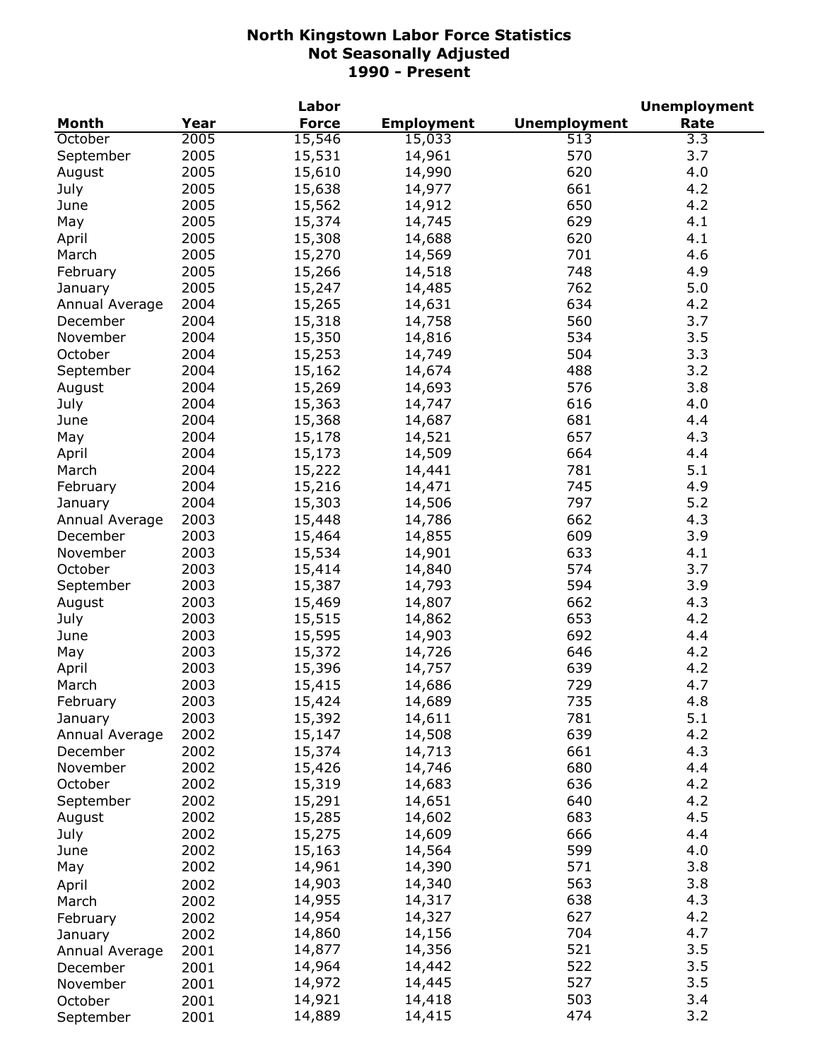# North Kingstown Labor Force Statistics
## Not Seasonally Adjusted
## 1990 - Present

| Month | Year | Labor Force | Employment | Unemployment | Unemployment Rate |
|---|---|---|---|---|---|
| October | 2005 | 15,546 | 15,033 | 513 | 3.3 |
| September | 2005 | 15,531 | 14,961 | 570 | 3.7 |
| August | 2005 | 15,610 | 14,990 | 620 | 4.0 |
| July | 2005 | 15,638 | 14,977 | 661 | 4.2 |
| June | 2005 | 15,562 | 14,912 | 650 | 4.2 |
| May | 2005 | 15,374 | 14,745 | 629 | 4.1 |
| April | 2005 | 15,308 | 14,688 | 620 | 4.1 |
| March | 2005 | 15,270 | 14,569 | 701 | 4.6 |
| February | 2005 | 15,266 | 14,518 | 748 | 4.9 |
| January | 2005 | 15,247 | 14,485 | 762 | 5.0 |
| Annual Average | 2004 | 15,265 | 14,631 | 634 | 4.2 |
| December | 2004 | 15,318 | 14,758 | 560 | 3.7 |
| November | 2004 | 15,350 | 14,816 | 534 | 3.5 |
| October | 2004 | 15,253 | 14,749 | 504 | 3.3 |
| September | 2004 | 15,162 | 14,674 | 488 | 3.2 |
| August | 2004 | 15,269 | 14,693 | 576 | 3.8 |
| July | 2004 | 15,363 | 14,747 | 616 | 4.0 |
| June | 2004 | 15,368 | 14,687 | 681 | 4.4 |
| May | 2004 | 15,178 | 14,521 | 657 | 4.3 |
| April | 2004 | 15,173 | 14,509 | 664 | 4.4 |
| March | 2004 | 15,222 | 14,441 | 781 | 5.1 |
| February | 2004 | 15,216 | 14,471 | 745 | 4.9 |
| January | 2004 | 15,303 | 14,506 | 797 | 5.2 |
| Annual Average | 2003 | 15,448 | 14,786 | 662 | 4.3 |
| December | 2003 | 15,464 | 14,855 | 609 | 3.9 |
| November | 2003 | 15,534 | 14,901 | 633 | 4.1 |
| October | 2003 | 15,414 | 14,840 | 574 | 3.7 |
| September | 2003 | 15,387 | 14,793 | 594 | 3.9 |
| August | 2003 | 15,469 | 14,807 | 662 | 4.3 |
| July | 2003 | 15,515 | 14,862 | 653 | 4.2 |
| June | 2003 | 15,595 | 14,903 | 692 | 4.4 |
| May | 2003 | 15,372 | 14,726 | 646 | 4.2 |
| April | 2003 | 15,396 | 14,757 | 639 | 4.2 |
| March | 2003 | 15,415 | 14,686 | 729 | 4.7 |
| February | 2003 | 15,424 | 14,689 | 735 | 4.8 |
| January | 2003 | 15,392 | 14,611 | 781 | 5.1 |
| Annual Average | 2002 | 15,147 | 14,508 | 639 | 4.2 |
| December | 2002 | 15,374 | 14,713 | 661 | 4.3 |
| November | 2002 | 15,426 | 14,746 | 680 | 4.4 |
| October | 2002 | 15,319 | 14,683 | 636 | 4.2 |
| September | 2002 | 15,291 | 14,651 | 640 | 4.2 |
| August | 2002 | 15,285 | 14,602 | 683 | 4.5 |
| July | 2002 | 15,275 | 14,609 | 666 | 4.4 |
| June | 2002 | 15,163 | 14,564 | 599 | 4.0 |
| May | 2002 | 14,961 | 14,390 | 571 | 3.8 |
| April | 2002 | 14,903 | 14,340 | 563 | 3.8 |
| March | 2002 | 14,955 | 14,317 | 638 | 4.3 |
| February | 2002 | 14,954 | 14,327 | 627 | 4.2 |
| January | 2002 | 14,860 | 14,156 | 704 | 4.7 |
| Annual Average | 2001 | 14,877 | 14,356 | 521 | 3.5 |
| December | 2001 | 14,964 | 14,442 | 522 | 3.5 |
| November | 2001 | 14,972 | 14,445 | 527 | 3.5 |
| October | 2001 | 14,921 | 14,418 | 503 | 3.4 |
| September | 2001 | 14,889 | 14,415 | 474 | 3.2 |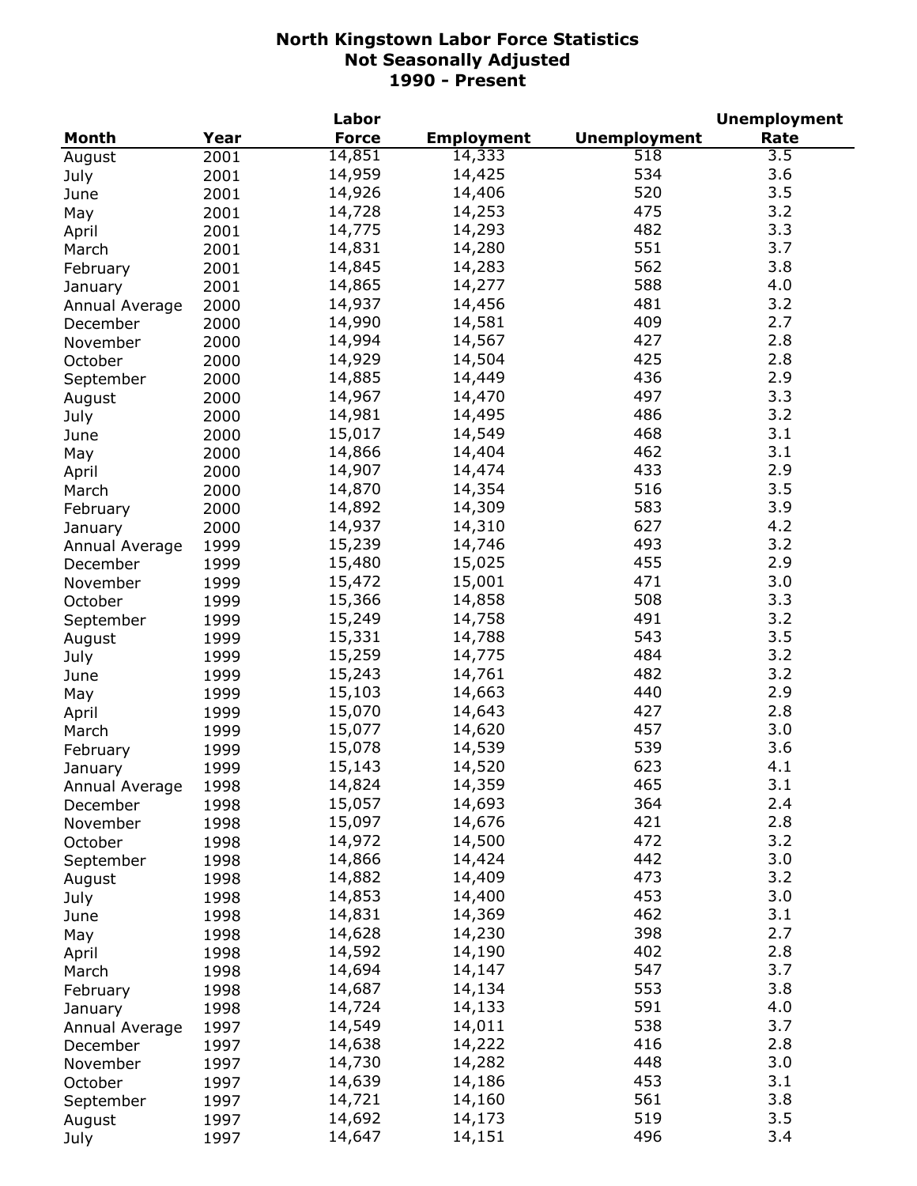# North Kingstown Labor Force Statistics
## Not Seasonally Adjusted
## 1990 - Present

| Month | Year | Labor Force | Employment | Unemployment | Unemployment Rate |
|---|---|---|---|---|---|
| August | 2001 | 14,851 | 14,333 | 518 | 3.5 |
| July | 2001 | 14,959 | 14,425 | 534 | 3.6 |
| June | 2001 | 14,926 | 14,406 | 520 | 3.5 |
| May | 2001 | 14,728 | 14,253 | 475 | 3.2 |
| April | 2001 | 14,775 | 14,293 | 482 | 3.3 |
| March | 2001 | 14,831 | 14,280 | 551 | 3.7 |
| February | 2001 | 14,845 | 14,283 | 562 | 3.8 |
| January | 2001 | 14,865 | 14,277 | 588 | 4.0 |
| Annual Average | 2000 | 14,937 | 14,456 | 481 | 3.2 |
| December | 2000 | 14,990 | 14,581 | 409 | 2.7 |
| November | 2000 | 14,994 | 14,567 | 427 | 2.8 |
| October | 2000 | 14,929 | 14,504 | 425 | 2.8 |
| September | 2000 | 14,885 | 14,449 | 436 | 2.9 |
| August | 2000 | 14,967 | 14,470 | 497 | 3.3 |
| July | 2000 | 14,981 | 14,495 | 486 | 3.2 |
| June | 2000 | 15,017 | 14,549 | 468 | 3.1 |
| May | 2000 | 14,866 | 14,404 | 462 | 3.1 |
| April | 2000 | 14,907 | 14,474 | 433 | 2.9 |
| March | 2000 | 14,870 | 14,354 | 516 | 3.5 |
| February | 2000 | 14,892 | 14,309 | 583 | 3.9 |
| January | 2000 | 14,937 | 14,310 | 627 | 4.2 |
| Annual Average | 1999 | 15,239 | 14,746 | 493 | 3.2 |
| December | 1999 | 15,480 | 15,025 | 455 | 2.9 |
| November | 1999 | 15,472 | 15,001 | 471 | 3.0 |
| October | 1999 | 15,366 | 14,858 | 508 | 3.3 |
| September | 1999 | 15,249 | 14,758 | 491 | 3.2 |
| August | 1999 | 15,331 | 14,788 | 543 | 3.5 |
| July | 1999 | 15,259 | 14,775 | 484 | 3.2 |
| June | 1999 | 15,243 | 14,761 | 482 | 3.2 |
| May | 1999 | 15,103 | 14,663 | 440 | 2.9 |
| April | 1999 | 15,070 | 14,643 | 427 | 2.8 |
| March | 1999 | 15,077 | 14,620 | 457 | 3.0 |
| February | 1999 | 15,078 | 14,539 | 539 | 3.6 |
| January | 1999 | 15,143 | 14,520 | 623 | 4.1 |
| Annual Average | 1998 | 14,824 | 14,359 | 465 | 3.1 |
| December | 1998 | 15,057 | 14,693 | 364 | 2.4 |
| November | 1998 | 15,097 | 14,676 | 421 | 2.8 |
| October | 1998 | 14,972 | 14,500 | 472 | 3.2 |
| September | 1998 | 14,866 | 14,424 | 442 | 3.0 |
| August | 1998 | 14,882 | 14,409 | 473 | 3.2 |
| July | 1998 | 14,853 | 14,400 | 453 | 3.0 |
| June | 1998 | 14,831 | 14,369 | 462 | 3.1 |
| May | 1998 | 14,628 | 14,230 | 398 | 2.7 |
| April | 1998 | 14,592 | 14,190 | 402 | 2.8 |
| March | 1998 | 14,694 | 14,147 | 547 | 3.7 |
| February | 1998 | 14,687 | 14,134 | 553 | 3.8 |
| January | 1998 | 14,724 | 14,133 | 591 | 4.0 |
| Annual Average | 1997 | 14,549 | 14,011 | 538 | 3.7 |
| December | 1997 | 14,638 | 14,222 | 416 | 2.8 |
| November | 1997 | 14,730 | 14,282 | 448 | 3.0 |
| October | 1997 | 14,639 | 14,186 | 453 | 3.1 |
| September | 1997 | 14,721 | 14,160 | 561 | 3.8 |
| August | 1997 | 14,692 | 14,173 | 519 | 3.5 |
| July | 1997 | 14,647 | 14,151 | 496 | 3.4 |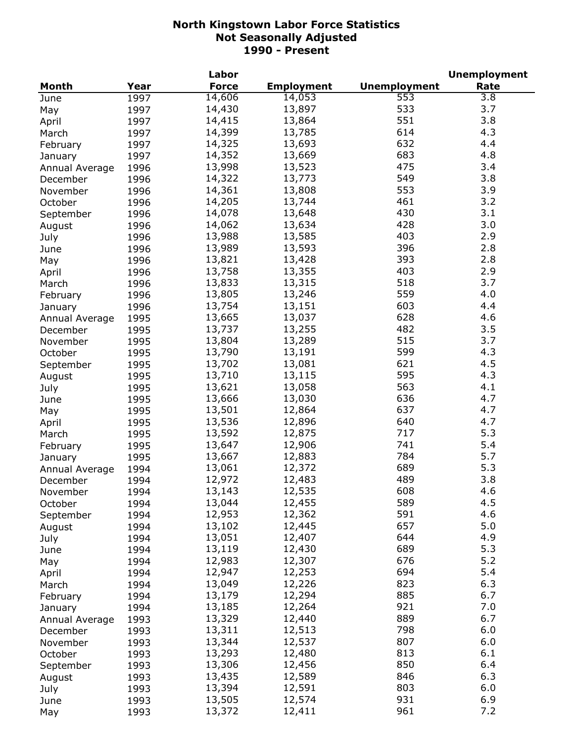# North Kingstown Labor Force Statistics
## Not Seasonally Adjusted
## 1990 - Present

| Month | Year | Labor Force | Employment | Unemployment | Unemployment Rate |
|---|---|---|---|---|---|
| June | 1997 | 14,606 | 14,053 | 553 | 3.8 |
| May | 1997 | 14,430 | 13,897 | 533 | 3.7 |
| April | 1997 | 14,415 | 13,864 | 551 | 3.8 |
| March | 1997 | 14,399 | 13,785 | 614 | 4.3 |
| February | 1997 | 14,325 | 13,693 | 632 | 4.4 |
| January | 1997 | 14,352 | 13,669 | 683 | 4.8 |
| Annual Average | 1996 | 13,998 | 13,523 | 475 | 3.4 |
| December | 1996 | 14,322 | 13,773 | 549 | 3.8 |
| November | 1996 | 14,361 | 13,808 | 553 | 3.9 |
| October | 1996 | 14,205 | 13,744 | 461 | 3.2 |
| September | 1996 | 14,078 | 13,648 | 430 | 3.1 |
| August | 1996 | 14,062 | 13,634 | 428 | 3.0 |
| July | 1996 | 13,988 | 13,585 | 403 | 2.9 |
| June | 1996 | 13,989 | 13,593 | 396 | 2.8 |
| May | 1996 | 13,821 | 13,428 | 393 | 2.8 |
| April | 1996 | 13,758 | 13,355 | 403 | 2.9 |
| March | 1996 | 13,833 | 13,315 | 518 | 3.7 |
| February | 1996 | 13,805 | 13,246 | 559 | 4.0 |
| January | 1996 | 13,754 | 13,151 | 603 | 4.4 |
| Annual Average | 1995 | 13,665 | 13,037 | 628 | 4.6 |
| December | 1995 | 13,737 | 13,255 | 482 | 3.5 |
| November | 1995 | 13,804 | 13,289 | 515 | 3.7 |
| October | 1995 | 13,790 | 13,191 | 599 | 4.3 |
| September | 1995 | 13,702 | 13,081 | 621 | 4.5 |
| August | 1995 | 13,710 | 13,115 | 595 | 4.3 |
| July | 1995 | 13,621 | 13,058 | 563 | 4.1 |
| June | 1995 | 13,666 | 13,030 | 636 | 4.7 |
| May | 1995 | 13,501 | 12,864 | 637 | 4.7 |
| April | 1995 | 13,536 | 12,896 | 640 | 4.7 |
| March | 1995 | 13,592 | 12,875 | 717 | 5.3 |
| February | 1995 | 13,647 | 12,906 | 741 | 5.4 |
| January | 1995 | 13,667 | 12,883 | 784 | 5.7 |
| Annual Average | 1994 | 13,061 | 12,372 | 689 | 5.3 |
| December | 1994 | 12,972 | 12,483 | 489 | 3.8 |
| November | 1994 | 13,143 | 12,535 | 608 | 4.6 |
| October | 1994 | 13,044 | 12,455 | 589 | 4.5 |
| September | 1994 | 12,953 | 12,362 | 591 | 4.6 |
| August | 1994 | 13,102 | 12,445 | 657 | 5.0 |
| July | 1994 | 13,051 | 12,407 | 644 | 4.9 |
| June | 1994 | 13,119 | 12,430 | 689 | 5.3 |
| May | 1994 | 12,983 | 12,307 | 676 | 5.2 |
| April | 1994 | 12,947 | 12,253 | 694 | 5.4 |
| March | 1994 | 13,049 | 12,226 | 823 | 6.3 |
| February | 1994 | 13,179 | 12,294 | 885 | 6.7 |
| January | 1994 | 13,185 | 12,264 | 921 | 7.0 |
| Annual Average | 1993 | 13,329 | 12,440 | 889 | 6.7 |
| December | 1993 | 13,311 | 12,513 | 798 | 6.0 |
| November | 1993 | 13,344 | 12,537 | 807 | 6.0 |
| October | 1993 | 13,293 | 12,480 | 813 | 6.1 |
| September | 1993 | 13,306 | 12,456 | 850 | 6.4 |
| August | 1993 | 13,435 | 12,589 | 846 | 6.3 |
| July | 1993 | 13,394 | 12,591 | 803 | 6.0 |
| June | 1993 | 13,505 | 12,574 | 931 | 6.9 |
| May | 1993 | 13,372 | 12,411 | 961 | 7.2 |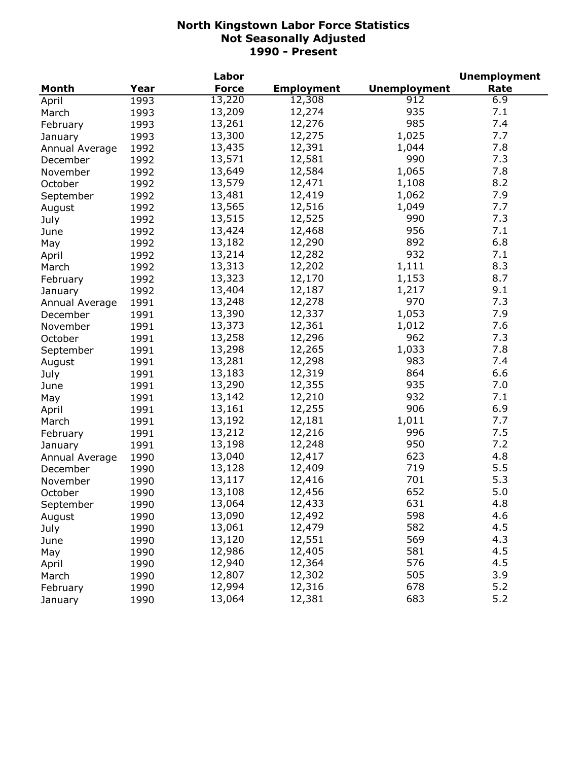# North Kingstown Labor Force Statistics
## Not Seasonally Adjusted
## 1990 - Present

| Month | Year | Labor Force | Employment | Unemployment | Unemployment Rate |
|---|---|---|---|---|---|
| April | 1993 | 13,220 | 12,308 | 912 | 6.9 |
| March | 1993 | 13,209 | 12,274 | 935 | 7.1 |
| February | 1993 | 13,261 | 12,276 | 985 | 7.4 |
| January | 1993 | 13,300 | 12,275 | 1,025 | 7.7 |
| Annual Average | 1992 | 13,435 | 12,391 | 1,044 | 7.8 |
| December | 1992 | 13,571 | 12,581 | 990 | 7.3 |
| November | 1992 | 13,649 | 12,584 | 1,065 | 7.8 |
| October | 1992 | 13,579 | 12,471 | 1,108 | 8.2 |
| September | 1992 | 13,481 | 12,419 | 1,062 | 7.9 |
| August | 1992 | 13,565 | 12,516 | 1,049 | 7.7 |
| July | 1992 | 13,515 | 12,525 | 990 | 7.3 |
| June | 1992 | 13,424 | 12,468 | 956 | 7.1 |
| May | 1992 | 13,182 | 12,290 | 892 | 6.8 |
| April | 1992 | 13,214 | 12,282 | 932 | 7.1 |
| March | 1992 | 13,313 | 12,202 | 1,111 | 8.3 |
| February | 1992 | 13,323 | 12,170 | 1,153 | 8.7 |
| January | 1992 | 13,404 | 12,187 | 1,217 | 9.1 |
| Annual Average | 1991 | 13,248 | 12,278 | 970 | 7.3 |
| December | 1991 | 13,390 | 12,337 | 1,053 | 7.9 |
| November | 1991 | 13,373 | 12,361 | 1,012 | 7.6 |
| October | 1991 | 13,258 | 12,296 | 962 | 7.3 |
| September | 1991 | 13,298 | 12,265 | 1,033 | 7.8 |
| August | 1991 | 13,281 | 12,298 | 983 | 7.4 |
| July | 1991 | 13,183 | 12,319 | 864 | 6.6 |
| June | 1991 | 13,290 | 12,355 | 935 | 7.0 |
| May | 1991 | 13,142 | 12,210 | 932 | 7.1 |
| April | 1991 | 13,161 | 12,255 | 906 | 6.9 |
| March | 1991 | 13,192 | 12,181 | 1,011 | 7.7 |
| February | 1991 | 13,212 | 12,216 | 996 | 7.5 |
| January | 1991 | 13,198 | 12,248 | 950 | 7.2 |
| Annual Average | 1990 | 13,040 | 12,417 | 623 | 4.8 |
| December | 1990 | 13,128 | 12,409 | 719 | 5.5 |
| November | 1990 | 13,117 | 12,416 | 701 | 5.3 |
| October | 1990 | 13,108 | 12,456 | 652 | 5.0 |
| September | 1990 | 13,064 | 12,433 | 631 | 4.8 |
| August | 1990 | 13,090 | 12,492 | 598 | 4.6 |
| July | 1990 | 13,061 | 12,479 | 582 | 4.5 |
| June | 1990 | 13,120 | 12,551 | 569 | 4.3 |
| May | 1990 | 12,986 | 12,405 | 581 | 4.5 |
| April | 1990 | 12,940 | 12,364 | 576 | 4.5 |
| March | 1990 | 12,807 | 12,302 | 505 | 3.9 |
| February | 1990 | 12,994 | 12,316 | 678 | 5.2 |
| January | 1990 | 13,064 | 12,381 | 683 | 5.2 |